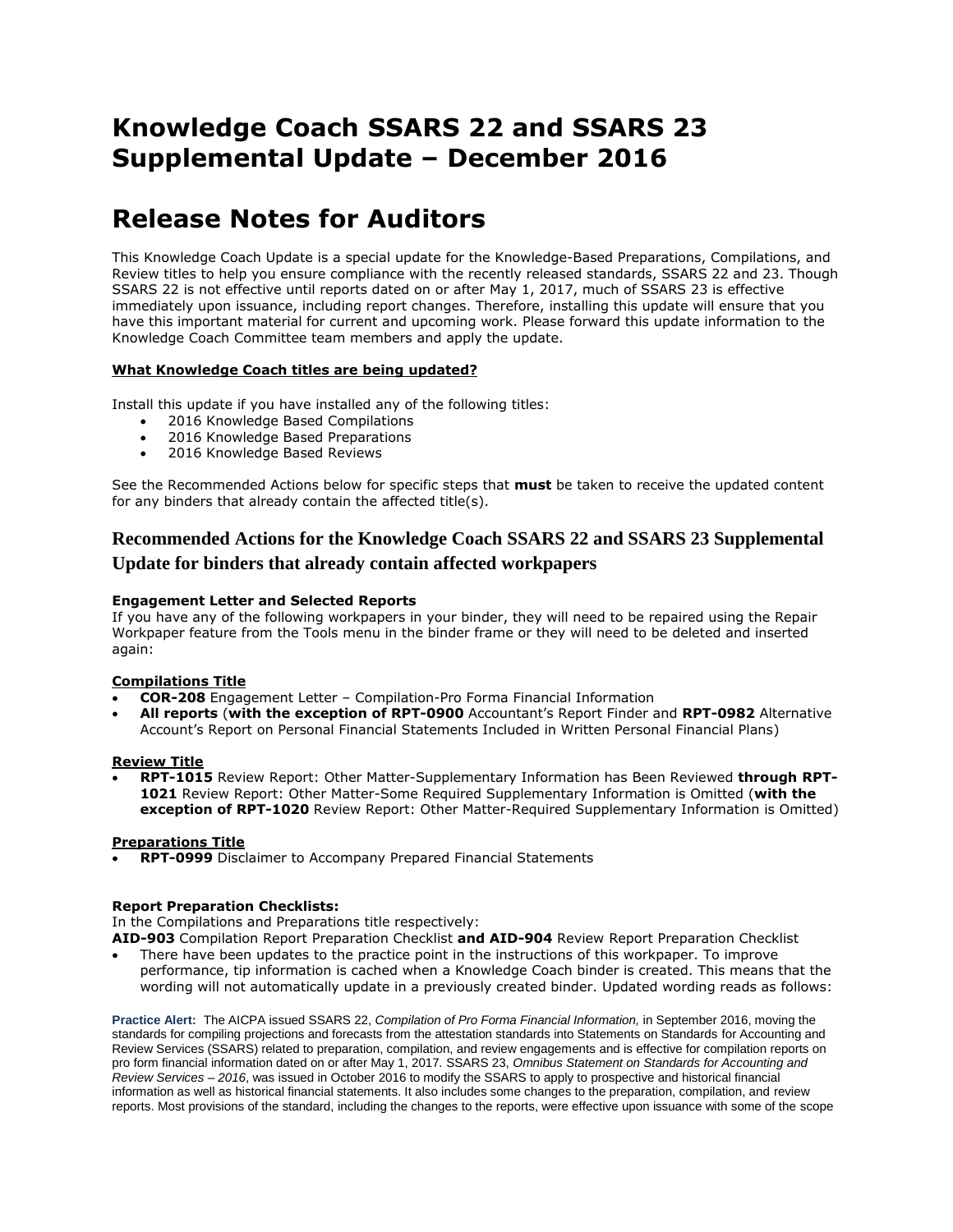# Knowledge Coach SSARS 22 and SSARS 23 Supplemental Update – December 2016

# Release Notes for Auditors

This Knowledge Coach Update is a special update for the Knowledge-Based Preparations, Compilations, and Review titles to help you ensure compliance with the recently released standards, SSARS 22 and 23. Though SSARS 22 is not effective until reports dated on or after May 1, 2017, much of SSARS 23 is effective immediately upon issuance, including report changes. Therefore, installing this update will ensure that you have this important material for current and upcoming work. Please forward this update information to the Knowledge Coach Committee team members and apply the update.

**What Knowledge Coach titles are being updated?**

Install this update if you have installed any of the following titles:

- 2016 Knowledge Based Compilations
- 2016 Knowledge Based Preparations
- 2016 Knowledge Based Reviews

See the Recommended Actions below for specific steps that **must** be taken to receive the updated content for any binders that already contain the affected title(s).

## Recommended Actions for the Knowledge Coach SSARS 22 and SSARS 23 Supplemental Update for binders that already contain affected workpapers

**Engagement Letter and Selected Reports**

If you have any of the following workpapers in your binder, they will need to be repaired using the Repair Workpaper feature from the Tools menu in the binder frame or they will need to be deleted and inserted again:

**Compilations Title**

- **COR-208** Engagement Letter – Compilation-Pro Forma Financial Information
- **All reports** (**with the exception of RPT-0900** Accountant's Report Finder and **RPT-0982** Alternative Account's Report on Personal Financial Statements Included in Written Personal Financial Plans)

**Review Title**

- **RPT-1015** Review Report: Other Matter-Supplementary Information has Been Reviewed **through RPT-1021** Review Report: Other Matter-Some Required Supplementary Information is Omitted (**with the exception of RPT-1020** Review Report: Other Matter-Required Supplementary Information is Omitted)

**Preparations Title**

- **RPT-0999** Disclaimer to Accompany Prepared Financial Statements

**Report Preparation Checklists:**

In the Compilations and Preparations title respectively:

**AID-903** Compilation Report Preparation Checklist **and AID-904** Review Report Preparation Checklist

- There have been updates to the practice point in the instructions of this workpaper. To improve performance, tip information is cached when a Knowledge Coach binder is created. This means that the wording will not automatically update in a previously created binder. Updated wording reads as follows:

**Practice Alert:** The AICPA issued SSARS 22, *Compilation of Pro Forma Financial Information,* in September 2016, moving the standards for compiling projections and forecasts from the attestation standards into Statements on Standards for Accounting and Review Services (SSARS) related to preparation, compilation, and review engagements and is effective for compilation reports on pro form financial information dated on or after May 1, 2017. SSARS 23, *Omnibus Statement on Standards for Accounting and Review Services – 2016*, was issued in October 2016 to modify the SSARS to apply to prospective and historical financial information as well as historical financial statements. It also includes some changes to the preparation, compilation, and review reports. Most provisions of the standard, including the changes to the reports, were effective upon issuance with some of the scope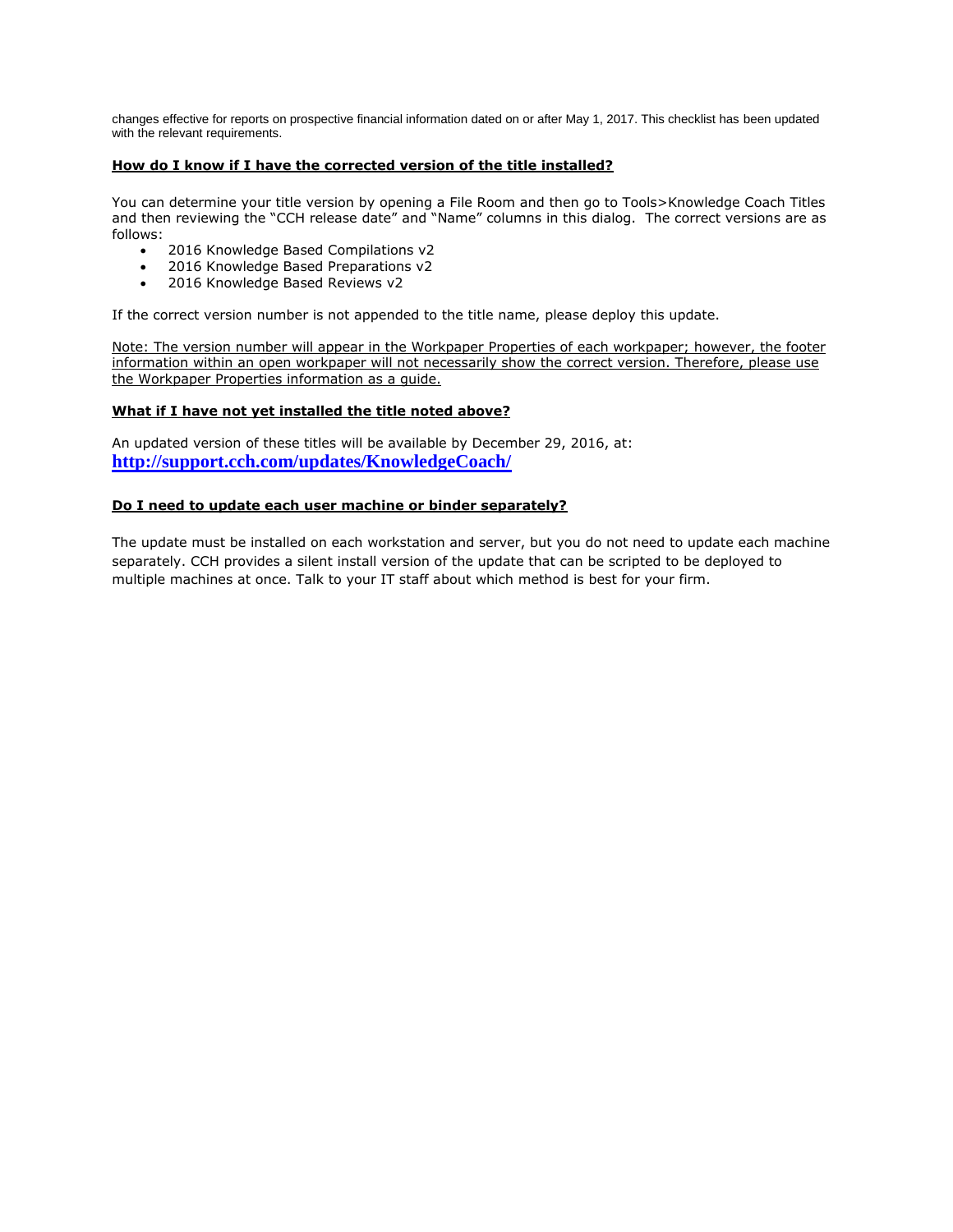changes effective for reports on prospective financial information dated on or after May 1, 2017. This checklist has been updated with the relevant requirements.

**How do I know if I have the corrected version of the title installed?**

You can determine your title version by opening a File Room and then go to Tools>Knowledge Coach Titles and then reviewing the "CCH release date" and "Name" columns in this dialog. The correct versions are as follows:

- 2016 Knowledge Based Compilations v2
- 2016 Knowledge Based Preparations v2
- 2016 Knowledge Based Reviews v2

If the correct version number is not appended to the title name, please deploy this update.

Note: The version number will appear in the Workpaper Properties of each workpaper; however, the footer information within an open workpaper will not necessarily show the correct version. Therefore, please use the Workpaper Properties information as a guide.

**What if I have not yet installed the title noted above?**

An updated version of these titles will be available by December 29, 2016, at:
**http://support.cch.com/updates/KnowledgeCoach/**

**Do I need to update each user machine or binder separately?**

The update must be installed on each workstation and server, but you do not need to update each machine separately. CCH provides a silent install version of the update that can be scripted to be deployed to multiple machines at once. Talk to your IT staff about which method is best for your firm.